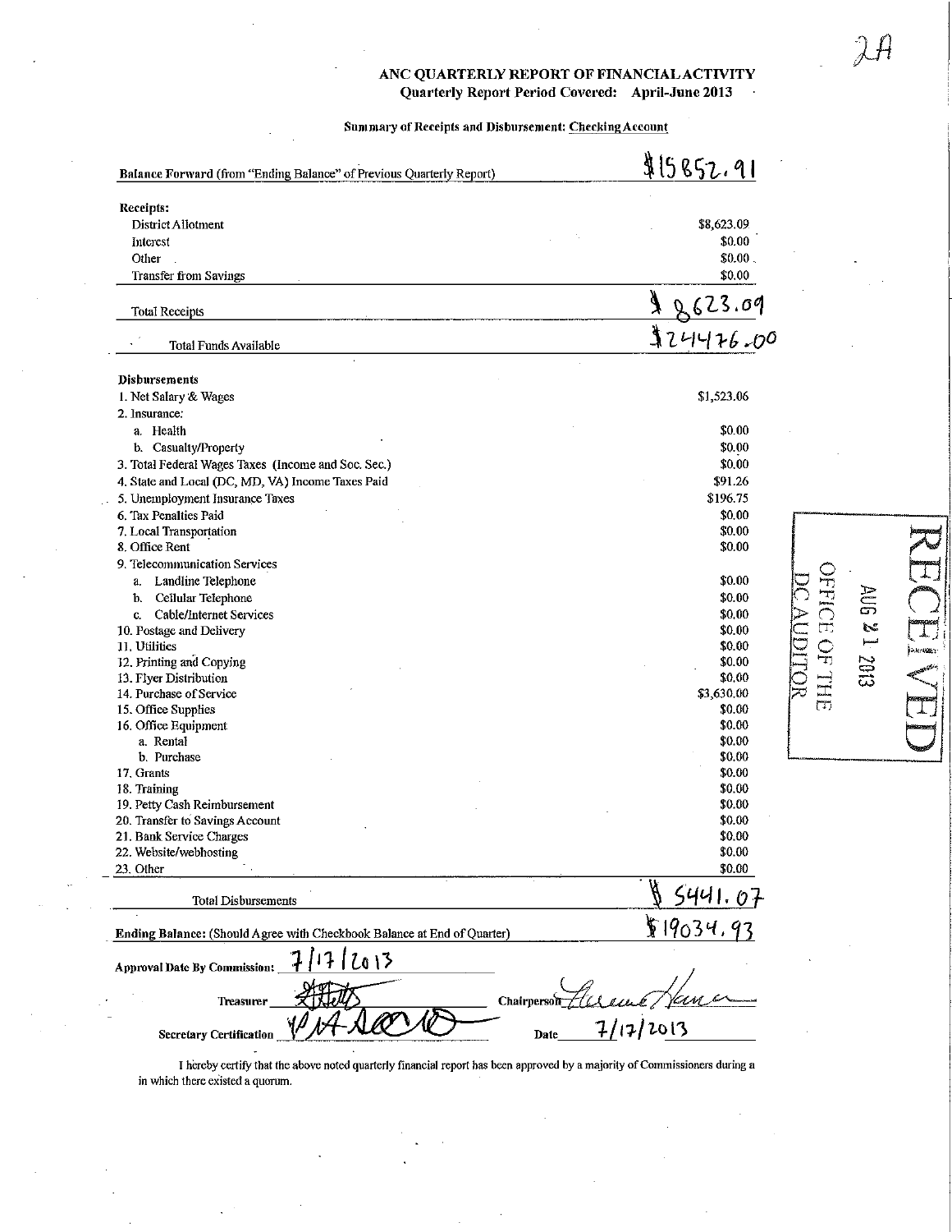2A

## ANC QUARTERLY REPORT OF FINANCIAL ACTIVITY
**Quarterly Report Period Covered: April-June 2013**

Summary of Receipts and Disbursement: Checking Account

| | |
|---|---|
| **Balance Forward** (from "Ending Balance" of Previous Quarterly Report) | $15852.91 |
| **Receipts:** | |
| District Allotment | $8,623.09 |
| Interest | $0.00 |
| Other | $0.00 |
| Transfer from Savings | $0.00 |
| Total Receipts | $8623.09 |
| Total Funds Available | $24476.00 |
| **Disbursements** | |
| 1. Net Salary & Wages | $1,523.06 |
| 2. Insurance: | |
| a. Health | $0.00 |
| b. Casualty/Property | $0.00 |
| 3. Total Federal Wages Taxes (Income and Soc. Sec.) | $0.00 |
| 4. State and Local (DC, MD, VA) Income Taxes Paid | $91.26 |
| 5. Unemployment Insurance Taxes | $196.75 |
| 6. Tax Penalties Paid | $0.00 |
| 7. Local Transportation | $0.00 |
| 8. Office Rent | $0.00 |
| 9. Telecommunication Services | |
| a. Landline Telephone | $0.00 |
| b. Cellular Telephone | $0.00 |
| c. Cable/Internet Services | $0.00 |
| 10. Postage and Delivery | $0.00 |
| 11. Utilities | $0.00 |
| 12. Printing and Copying | $0.00 |
| 13. Flyer Distribution | $0.00 |
| 14. Purchase of Service | $3,630.00 |
| 15. Office Supplies | $0.00 |
| 16. Office Equipment | $0.00 |
| a. Rental | $0.00 |
| b. Purchase | $0.00 |
| 17. Grants | $0.00 |
| 18. Training | $0.00 |
| 19. Petty Cash Reimbursement | $0.00 |
| 20. Transfer to Savings Account | $0.00 |
| 21. Bank Service Charges | $0.00 |
| 22. Website/webhosting | $0.00 |
| 23. Other | $0.00 |
| Total Disbursements | $5441.07 |
| **Ending Balance:** (Should Agree with Checkbook Balance at End of Quarter) | $19034.93 |

RECEIVED
AUG 21 2013
OFFICE OF THE DC AUDITOR

**Approval Date By Commission:** 7/17/2013

**Treasurer** [signature] **Chairperson** [signature]

**Secretary Certification** [signature] **Date** 7/17/2013

I hereby certify that the above noted quarterly financial report has been approved by a majority of Commissioners during a in which there existed a quorum.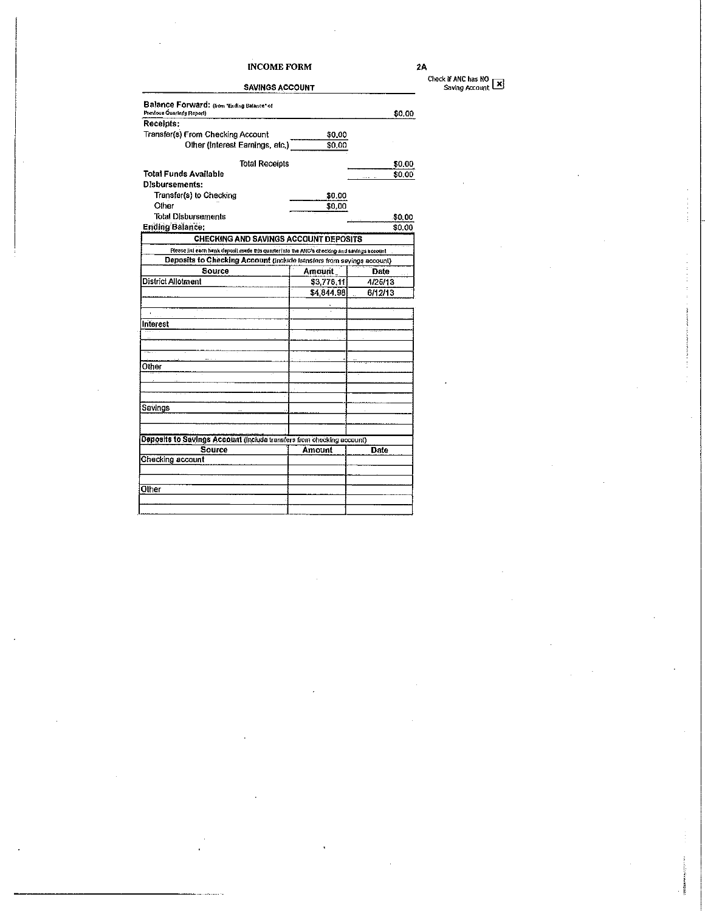# INCOME FORM

2A

Check if ANC has NO Saving Account [x]

## SAVINGS ACCOUNT

| | | |
|---|---|---|
| **Balance Forward:** (from "Ending Balance" of Previous Quarterly Report) | | $0.00 |
| **Receipts:** | | |
| Transfer(s) From Checking Account | $0.00 | |
| Other (Interest Earnings, etc.) | $0.00 | |
| Total Receipts | | $0.00 |
| **Total Funds Available** | | $0.00 |
| **Disbursements:** | | |
| Transfer(s) to Checking | $0.00 | |
| Other | $0.00 | |
| Total Disbursements | | $0.00 |
| **Ending Balance:** | | $0.00 |

## CHECKING AND SAVINGS ACCOUNT DEPOSITS

Please list each bank deposit made this quarter into the ANC's checking and savings account

**Deposits to Checking Account** (Include transfers from savings account)

| Source | Amount | Date |
|---|---|---|
| District Allotment | $3,776.11 | 4/25/13 |
| | $4,844.98 | 6/12/13 |
| | | |
| | | |
| Interest | | |
| | | |
| | | |
| | | |
| Other | | |
| | | |
| | | |
| | | |
| Savings | | |
| | | |
| | | |

**Deposits to Savings Account** (Include transfers from checking account)

| Source | Amount | Date |
|---|---|---|
| Checking account | | |
| | | |
| | | |
| Other | | |
| | | |
| | | |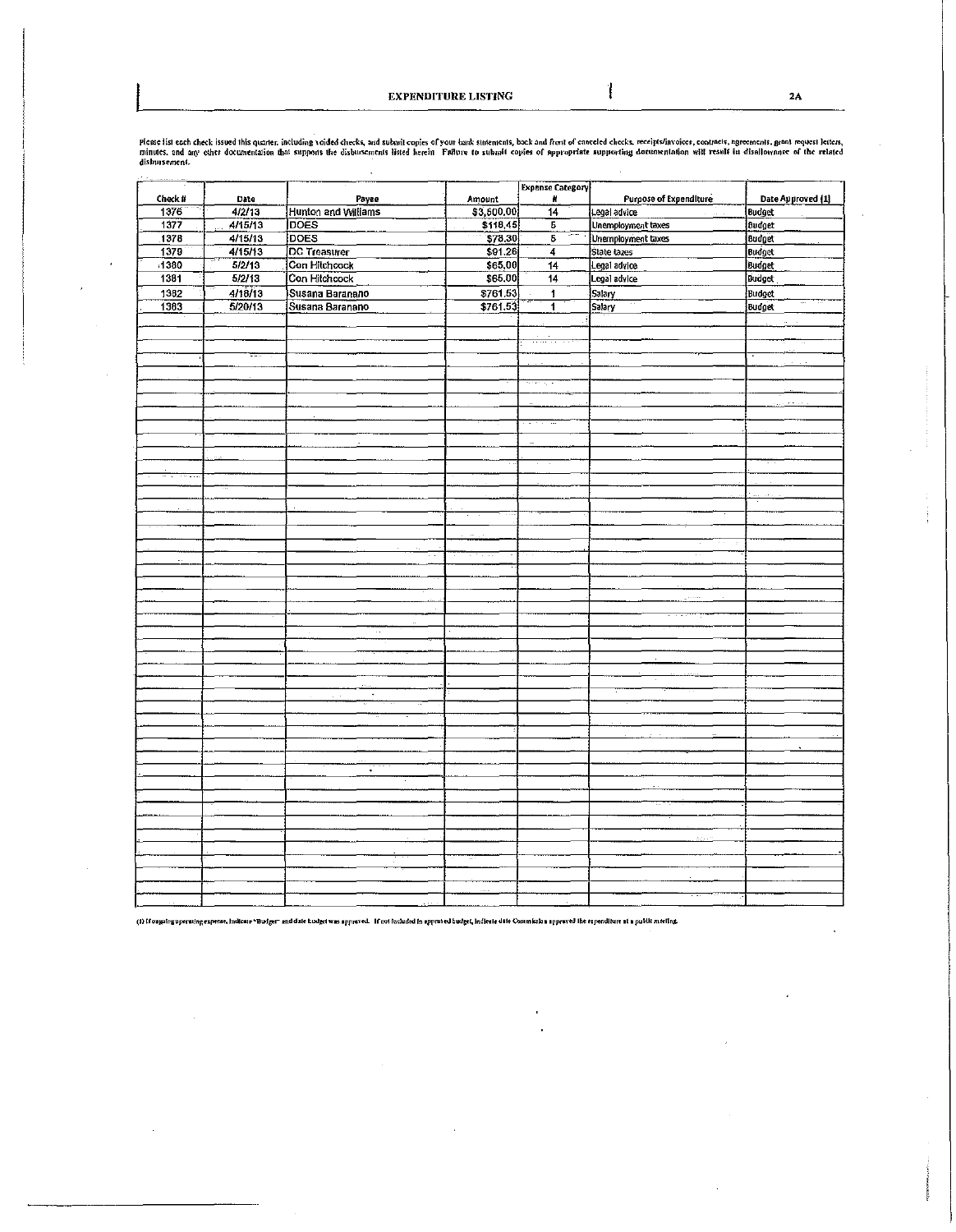## EXPENDITURE LISTING

2A

Please list each check issued this quarter, including voided checks, and submit copies of your bank statements, back and front of canceled checks, receipts/invoices, contracts, agreements, grant request letters, minutes, and any other documentation that supports the disbursements listed herein. Failure to submit copies of appropriate supporting documentation will result in disallowance of the related disbursement.

| Check # | Date | Payee | Amount | Expense Category # | Purpose of Expenditure | Date Approved (1) |
|---|---|---|---|---|---|---|
| 1376 | 4/2/13 | Hunton and Williams | $3,600.00 | 14 | Legal advice | Budget |
| 1377 | 4/15/13 | DOES | $118.45 | 5 | Unemployment taxes | Budget |
| 1378 | 4/15/13 | DOES | $78.30 | 5 | Unemployment taxes | Budget |
| 1379 | 4/15/13 | DC Treasurer | $91.26 | 4 | State taxes | Budget |
| 1380 | 5/2/13 | Con Hitchcock | $65.00 | 14 | Legal advice | Budget |
| 1381 | 5/2/13 | Con Hitchcock | $65.00 | 14 | Legal advice | Budget |
| 1382 | 4/18/13 | Susana Baranano | $761.53 | 1 | Salary | Budget |
| 1383 | 5/20/13 | Susana Baranano | $761.53 | 1 | Salary | Budget |

(1) If ongoing operating expense, indicate "Budget" and date budget was approved. If not included in approved budget, indicate date Commission approved the expenditure at a public meeting.